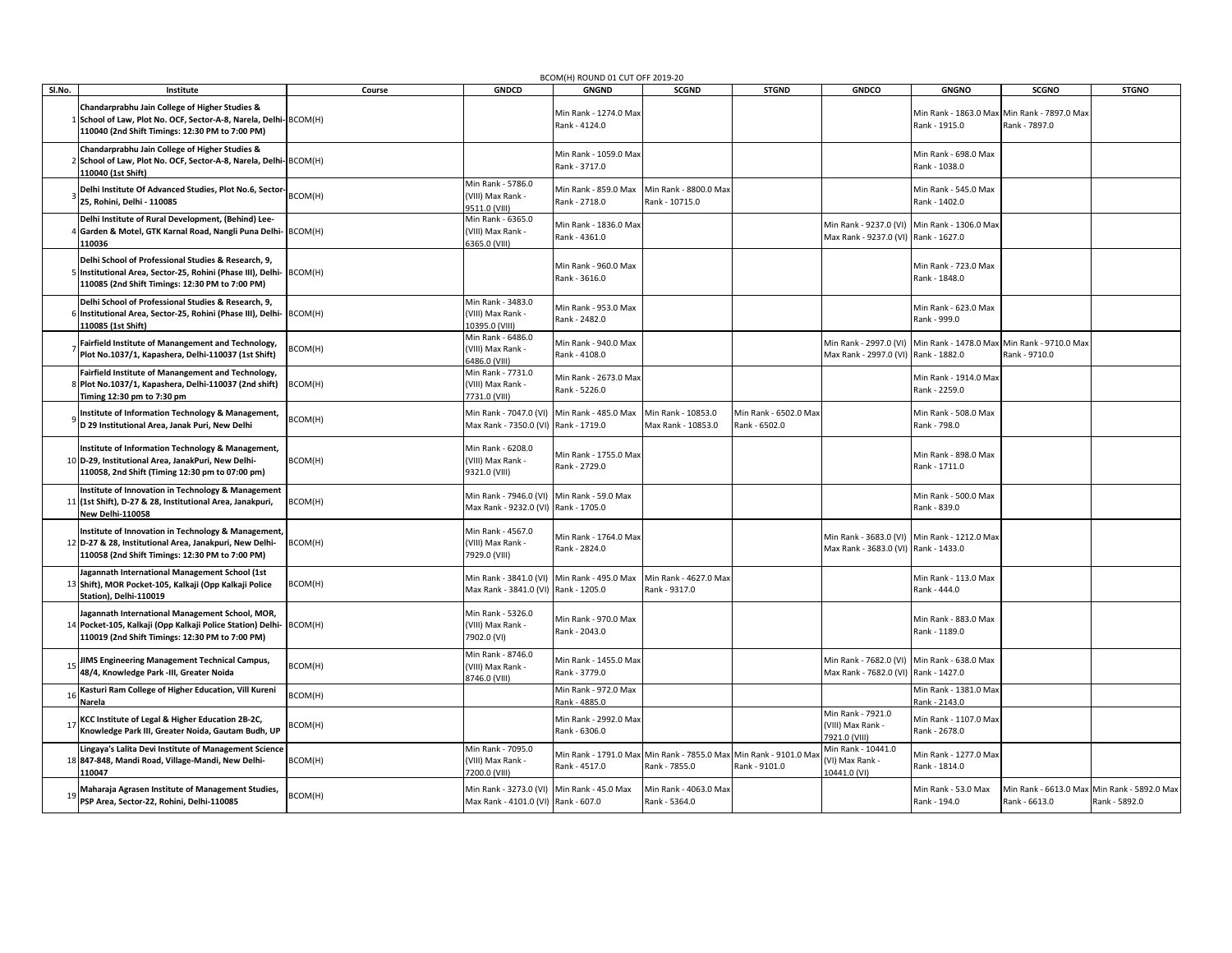BCOM(H) ROUND 01 CUT OFF 2019-20

| Sl.No. | Institute | Course | GNDCD | GNGND | SCGND | STGND | GNDCO | GNGNO | SCGNO | STGNO |
|---|---|---|---|---|---|---|---|---|---|---|
| 1 | **Chandarprabhu Jain College of Higher Studies & School of Law, Plot No. OCF, Sector-A-8, Narela, Delhi-110040 (2nd Shift Timings: 12:30 PM to 7:00 PM)** | BCOM(H) | | Min Rank - 1274.0 Max Rank - 4124.0 | | | | Min Rank - 1863.0 Max Rank - 1915.0 | Min Rank - 7897.0 Max Rank - 7897.0 | |
| 2 | **Chandarprabhu Jain College of Higher Studies & School of Law, Plot No. OCF, Sector-A-8, Narela, Delhi-110040 (1st Shift)** | BCOM(H) | | Min Rank - 1059.0 Max Rank - 3717.0 | | | | Min Rank - 698.0 Max Rank - 1038.0 | | |
| 3 | **Delhi Institute Of Advanced Studies, Plot No.6, Sector-25, Rohini, Delhi - 110085** | BCOM(H) | Min Rank - 5786.0 (VIII) Max Rank - 9511.0 (VIII) | Min Rank - 859.0 Max Rank - 2718.0 | Min Rank - 8800.0 Max Rank - 10715.0 | | | Min Rank - 545.0 Max Rank - 1402.0 | | |
| 4 | **Delhi Institute of Rural Development, (Behind) Lee-Garden & Motel, GTK Karnal Road, Nangli Puna Delhi-110036** | BCOM(H) | Min Rank - 6365.0 (VIII) Max Rank - 6365.0 (VIII) | Min Rank - 1836.0 Max Rank - 4361.0 | | | Min Rank - 9237.0 (VI) Max Rank - 9237.0 (VI) | Min Rank - 1306.0 Max Rank - 1627.0 | | |
| 5 | **Delhi School of Professional Studies & Research, 9, Institutional Area, Sector-25, Rohini (Phase III), Delhi-110085 (2nd Shift Timings: 12:30 PM to 7:00 PM)** | BCOM(H) | | Min Rank - 960.0 Max Rank - 3616.0 | | | | Min Rank - 723.0 Max Rank - 1848.0 | | |
| 6 | **Delhi School of Professional Studies & Research, 9, Institutional Area, Sector-25, Rohini (Phase III), Delhi-110085 (1st Shift)** | BCOM(H) | Min Rank - 3483.0 (VIII) Max Rank - 10395.0 (VIII) | Min Rank - 953.0 Max Rank - 2482.0 | | | | Min Rank - 623.0 Max Rank - 999.0 | | |
| 7 | **Fairfield Institute of Manangement and Technology, Plot No.1037/1, Kapashera, Delhi-110037 (1st Shift)** | BCOM(H) | Min Rank - 6486.0 (VIII) Max Rank - 6486.0 (VIII) | Min Rank - 940.0 Max Rank - 4108.0 | | | Min Rank - 2997.0 (VI) Max Rank - 2997.0 (VI) | Min Rank - 1478.0 Max Rank - 1882.0 | Min Rank - 9710.0 Max Rank - 9710.0 | |
| 8 | **Fairfield Institute of Manangement and Technology, Plot No.1037/1, Kapashera, Delhi-110037 (2nd shift) Timing 12:30 pm to 7:30 pm** | BCOM(H) | Min Rank - 7731.0 (VIII) Max Rank - 7731.0 (VIII) | Min Rank - 2673.0 Max Rank - 5226.0 | | | | Min Rank - 1914.0 Max Rank - 2259.0 | | |
| 9 | **Institute of Information Technology & Management, D 29 Institutional Area, Janak Puri, New Delhi** | BCOM(H) | Min Rank - 7047.0 (VI) Max Rank - 7350.0 (VI) | Min Rank - 485.0 Max Rank - 1719.0 | Min Rank - 10853.0 Max Rank - 10853.0 | Min Rank - 6502.0 Max Rank - 6502.0 | | Min Rank - 508.0 Max Rank - 798.0 | | |
| 10 | **Institute of Information Technology & Management, D-29, Institutional Area, JanakPuri, New Delhi-110058, 2nd Shift (Timing 12:30 pm to 07:00 pm)** | BCOM(H) | Min Rank - 6208.0 (VIII) Max Rank - 9321.0 (VIII) | Min Rank - 1755.0 Max Rank - 2729.0 | | | | Min Rank - 898.0 Max Rank - 1711.0 | | |
| 11 | **Institute of Innovation in Technology & Management (1st Shift), D-27 & 28, Institutional Area, Janakpuri, New Delhi-110058** | BCOM(H) | Min Rank - 7946.0 (VI) Max Rank - 9232.0 (VI) | Min Rank - 59.0 Max Rank - 1705.0 | | | | Min Rank - 500.0 Max Rank - 839.0 | | |
| 12 | **Institute of Innovation in Technology & Management, D-27 & 28, Institutional Area, Janakpuri, New Delhi-110058 (2nd Shift Timings: 12:30 PM to 7:00 PM)** | BCOM(H) | Min Rank - 4567.0 (VIII) Max Rank - 7929.0 (VIII) | Min Rank - 1764.0 Max Rank - 2824.0 | | | Min Rank - 3683.0 (VI) Max Rank - 3683.0 (VI) | Min Rank - 1212.0 Max Rank - 1433.0 | | |
| 13 | **Jagannath International Management School (1st Shift), MOR Pocket-105, Kalkaji (Opp Kalkaji Police Station), Delhi-110019** | BCOM(H) | Min Rank - 3841.0 (VI) Max Rank - 3841.0 (VI) | Min Rank - 495.0 Max Rank - 1205.0 | Min Rank - 4627.0 Max Rank - 9317.0 | | | Min Rank - 113.0 Max Rank - 444.0 | | |
| 14 | **Jagannath International Management School, MOR, Pocket-105, Kalkaji (Opp Kalkaji Police Station) Delhi-110019 (2nd Shift Timings: 12:30 PM to 7:00 PM)** | BCOM(H) | Min Rank - 5326.0 (VIII) Max Rank - 7902.0 (VI) | Min Rank - 970.0 Max Rank - 2043.0 | | | | Min Rank - 883.0 Max Rank - 1189.0 | | |
| 15 | **JIMS Engineering Management Technical Campus, 48/4, Knowledge Park -III, Greater Noida** | BCOM(H) | Min Rank - 8746.0 (VIII) Max Rank - 8746.0 (VIII) | Min Rank - 1455.0 Max Rank - 3779.0 | | | Min Rank - 7682.0 (VI) Max Rank - 7682.0 (VI) | Min Rank - 638.0 Max Rank - 1427.0 | | |
| 16 | **Kasturi Ram College of Higher Education, Vill Kureni Narela** | BCOM(H) | | Min Rank - 972.0 Max Rank - 4885.0 | | | | Min Rank - 1381.0 Max Rank - 2143.0 | | |
| 17 | **KCC Institute of Legal & Higher Education 2B-2C, Knowledge Park III, Greater Noida, Gautam Budh, UP** | BCOM(H) | | Min Rank - 2992.0 Max Rank - 6306.0 | | | Min Rank - 7921.0 (VIII) Max Rank - 7921.0 (VIII) | Min Rank - 1107.0 Max Rank - 2678.0 | | |
| 18 | **Lingaya's Lalita Devi Institute of Management Science 847-848, Mandi Road, Village-Mandi, New Delhi-110047** | BCOM(H) | Min Rank - 7095.0 (VIII) Max Rank - 7200.0 (VIII) | Min Rank - 1791.0 Max Rank - 4517.0 | Min Rank - 7855.0 Max Rank - 7855.0 | Min Rank - 9101.0 Max Rank - 9101.0 | Min Rank - 10441.0 (VI) Max Rank - 10441.0 (VI) | Min Rank - 1277.0 Max Rank - 1814.0 | | |
| 19 | **Maharaja Agrasen Institute of Management Studies, PSP Area, Sector-22, Rohini, Delhi-110085** | BCOM(H) | Min Rank - 3273.0 (VI) Max Rank - 4101.0 (VI) | Min Rank - 45.0 Max Rank - 607.0 | Min Rank - 4063.0 Max Rank - 5364.0 | | | Min Rank - 53.0 Max Rank - 194.0 | Min Rank - 6613.0 Max Rank - 6613.0 | Min Rank - 5892.0 Max Rank - 5892.0 |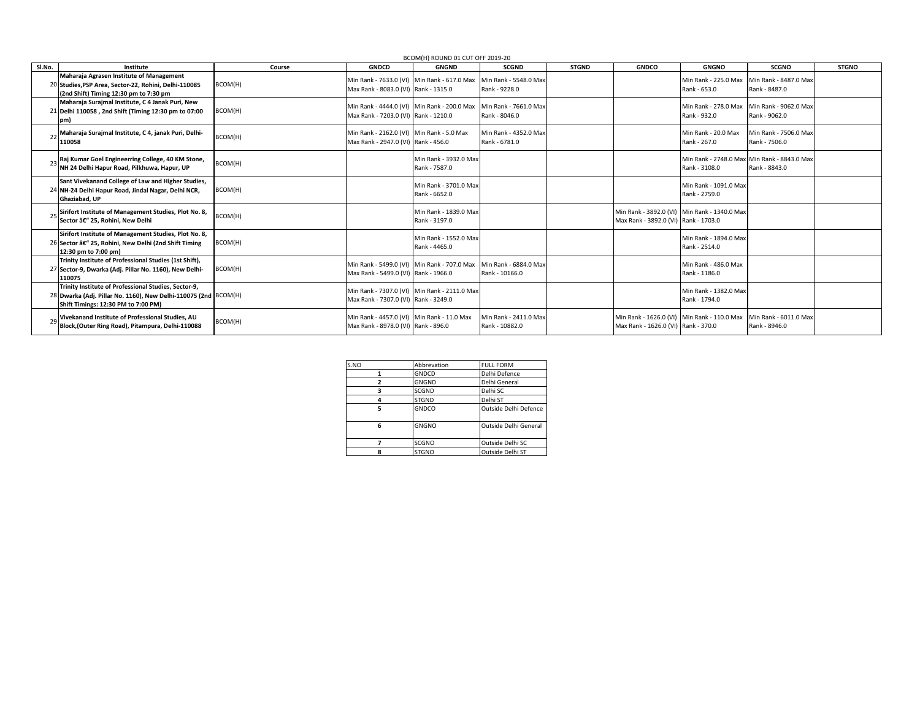BCOM(H) ROUND 01 CUT OFF 2019-20

| Sl.No. | Institute | Course | GNDCD | GNGND | SCGND | STGND | GNDCO | GNGNO | SCGNO | STGNO |
|---|---|---|---|---|---|---|---|---|---|---|
| 20 | **Maharaja Agrasen Institute of Management Studies,PSP Area, Sector-22, Rohini, Delhi-110085 (2nd Shift) Timing 12:30 pm to 7:30 pm** | BCOM(H) | Min Rank - 7633.0 (VI) Max Rank - 8083.0 (VI) | Min Rank - 617.0 Max Rank - 1315.0 | Min Rank - 5548.0 Max Rank - 9228.0 | | | Min Rank - 225.0 Max Rank - 653.0 | Min Rank - 8487.0 Max Rank - 8487.0 | |
| 21 | **Maharaja Surajmal Institute, C 4 Janak Puri, New Delhi 110058 , 2nd Shift (Timing 12:30 pm to 07:00 pm)** | BCOM(H) | Min Rank - 4444.0 (VI) Max Rank - 7203.0 (VI) | Min Rank - 200.0 Max Rank - 1210.0 | Min Rank - 7661.0 Max Rank - 8046.0 | | | Min Rank - 278.0 Max Rank - 932.0 | Min Rank - 9062.0 Max Rank - 9062.0 | |
| 22 | **Maharaja Surajmal Institute, C 4, janak Puri, Delhi-110058** | BCOM(H) | Min Rank - 2162.0 (VI) Max Rank - 2947.0 (VI) | Min Rank - 5.0 Max Rank - 456.0 | Min Rank - 4352.0 Max Rank - 6781.0 | | | Min Rank - 20.0 Max Rank - 267.0 | Min Rank - 7506.0 Max Rank - 7506.0 | |
| 23 | **Raj Kumar Goel Engineerring College, 40 KM Stone, NH 24 Delhi Hapur Road, Pilkhuwa, Hapur, UP** | BCOM(H) | | Min Rank - 3932.0 Max Rank - 7587.0 | | | | Min Rank - 2748.0 Max Rank - 3108.0 | Min Rank - 8843.0 Max Rank - 8843.0 | |
| 24 | **Sant Vivekanand College of Law and Higher Studies, NH-24 Delhi Hapur Road, Jindal Nagar, Delhi NCR, Ghaziabad, UP** | BCOM(H) | | Min Rank - 3701.0 Max Rank - 6652.0 | | | | Min Rank - 1091.0 Max Rank - 2759.0 | | |
| 25 | **Sirifort Institute of Management Studies, Plot No. 8, Sector â€“ 25, Rohini, New Delhi** | BCOM(H) | | Min Rank - 1839.0 Max Rank - 3197.0 | | | Min Rank - 3892.0 (VI) Max Rank - 3892.0 (VI) | Min Rank - 1340.0 Max Rank - 1703.0 | | |
| 26 | **Sirifort Institute of Management Studies, Plot No. 8, Sector â€“ 25, Rohini, New Delhi (2nd Shift Timing 12:30 pm to 7:00 pm)** | BCOM(H) | | Min Rank - 1552.0 Max Rank - 4465.0 | | | | Min Rank - 1894.0 Max Rank - 2514.0 | | |
| 27 | **Trinity Institute of Professional Studies (1st Shift), Sector-9, Dwarka (Adj. Pillar No. 1160), New Delhi-110075** | BCOM(H) | Min Rank - 5499.0 (VI) Max Rank - 5499.0 (VI) | Min Rank - 707.0 Max Rank - 1966.0 | Min Rank - 6884.0 Max Rank - 10166.0 | | | Min Rank - 486.0 Max Rank - 1186.0 | | |
| 28 | **Trinity Institute of Professional Studies, Sector-9, Dwarka (Adj. Pillar No. 1160), New Delhi-110075 (2nd Shift Timings: 12:30 PM to 7:00 PM)** | BCOM(H) | Min Rank - 7307.0 (VI) Max Rank - 7307.0 (VI) | Min Rank - 2111.0 Max Rank - 3249.0 | | | | Min Rank - 1382.0 Max Rank - 1794.0 | | |
| 29 | **Vivekanand Institute of Professional Studies, AU Block,(Outer Ring Road), Pitampura, Delhi-110088** | BCOM(H) | Min Rank - 4457.0 (VI) Max Rank - 8978.0 (VI) | Min Rank - 11.0 Max Rank - 896.0 | Min Rank - 2411.0 Max Rank - 10882.0 | | Min Rank - 1626.0 (VI) Max Rank - 1626.0 (VI) | Min Rank - 110.0 Max Rank - 370.0 | Min Rank - 6011.0 Max Rank - 8946.0 | |

| S.NO | Abbrevation | FULL FORM |
|---|---|---|
| 1 | GNDCD | Delhi Defence |
| 2 | GNGND | Delhi General |
| 3 | SCGND | Delhi SC |
| 4 | STGND | Delhi ST |
| 5 | GNDCO | Outside Delhi Defence |
| 6 | GNGNO | Outside Delhi General |
| 7 | SCGNO | Outside Delhi SC |
| 8 | STGNO | Outside Delhi ST |